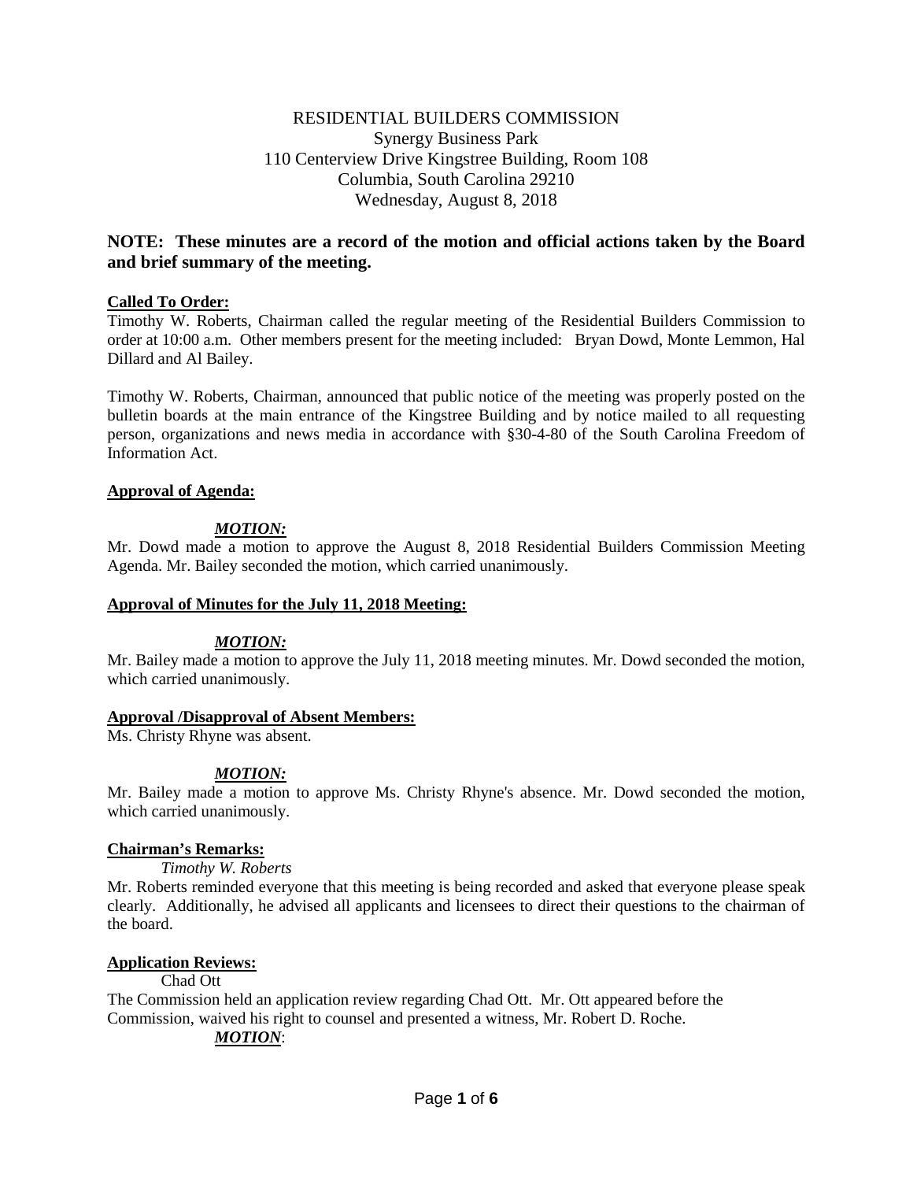RESIDENTIAL BUILDERS COMMISSION
Synergy Business Park
110 Centerview Drive Kingstree Building, Room 108
Columbia, South Carolina 29210
Wednesday, August 8, 2018

**NOTE: These minutes are a record of the motion and official actions taken by the Board and brief summary of the meeting.**

**Called To Order:**

Timothy W. Roberts, Chairman called the regular meeting of the Residential Builders Commission to order at 10:00 a.m. Other members present for the meeting included: Bryan Dowd, Monte Lemmon, Hal Dillard and Al Bailey.

Timothy W. Roberts, Chairman, announced that public notice of the meeting was properly posted on the bulletin boards at the main entrance of the Kingstree Building and by notice mailed to all requesting person, organizations and news media in accordance with §30-4-80 of the South Carolina Freedom of Information Act.

**Approval of Agenda:**

***MOTION:***

Mr. Dowd made a motion to approve the August 8, 2018 Residential Builders Commission Meeting Agenda. Mr. Bailey seconded the motion, which carried unanimously.

**Approval of Minutes for the July 11, 2018 Meeting:**

***MOTION:***

Mr. Bailey made a motion to approve the July 11, 2018 meeting minutes. Mr. Dowd seconded the motion, which carried unanimously.

**Approval /Disapproval of Absent Members:**

Ms. Christy Rhyne was absent.

***MOTION:***

Mr. Bailey made a motion to approve Ms. Christy Rhyne's absence. Mr. Dowd seconded the motion, which carried unanimously.

**Chairman's Remarks:**

*Timothy W. Roberts*

Mr. Roberts reminded everyone that this meeting is being recorded and asked that everyone please speak clearly. Additionally, he advised all applicants and licensees to direct their questions to the chairman of the board.

**Application Reviews:**

Chad Ott

The Commission held an application review regarding Chad Ott. Mr. Ott appeared before the Commission, waived his right to counsel and presented a witness, Mr. Robert D. Roche.

***MOTION***: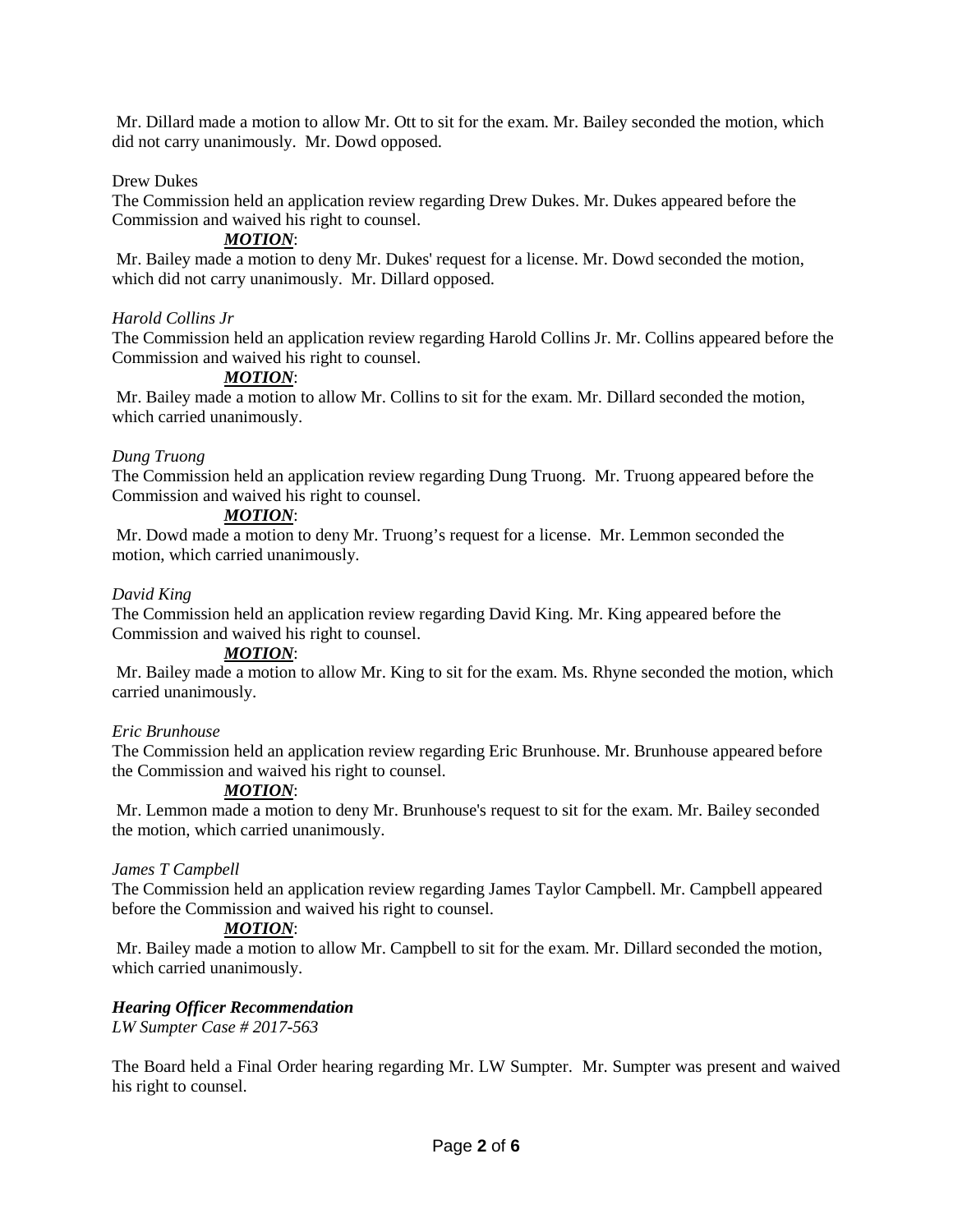Mr. Dillard made a motion to allow Mr. Ott to sit for the exam. Mr. Bailey seconded the motion, which did not carry unanimously. Mr. Dowd opposed.

Drew Dukes

The Commission held an application review regarding Drew Dukes. Mr. Dukes appeared before the Commission and waived his right to counsel.

***MOTION***:

Mr. Bailey made a motion to deny Mr. Dukes' request for a license. Mr. Dowd seconded the motion, which did not carry unanimously. Mr. Dillard opposed.

*Harold Collins Jr*

The Commission held an application review regarding Harold Collins Jr. Mr. Collins appeared before the Commission and waived his right to counsel.

***MOTION***:

Mr. Bailey made a motion to allow Mr. Collins to sit for the exam. Mr. Dillard seconded the motion, which carried unanimously.

*Dung Truong*

The Commission held an application review regarding Dung Truong. Mr. Truong appeared before the Commission and waived his right to counsel.

***MOTION***:

Mr. Dowd made a motion to deny Mr. Truong's request for a license. Mr. Lemmon seconded the motion, which carried unanimously.

*David King*

The Commission held an application review regarding David King. Mr. King appeared before the Commission and waived his right to counsel.

***MOTION***:

Mr. Bailey made a motion to allow Mr. King to sit for the exam. Ms. Rhyne seconded the motion, which carried unanimously.

*Eric Brunhouse*

The Commission held an application review regarding Eric Brunhouse. Mr. Brunhouse appeared before the Commission and waived his right to counsel.

***MOTION***:

Mr. Lemmon made a motion to deny Mr. Brunhouse's request to sit for the exam. Mr. Bailey seconded the motion, which carried unanimously.

*James T Campbell*

The Commission held an application review regarding James Taylor Campbell. Mr. Campbell appeared before the Commission and waived his right to counsel.

***MOTION***:

Mr. Bailey made a motion to allow Mr. Campbell to sit for the exam. Mr. Dillard seconded the motion, which carried unanimously.

***Hearing Officer Recommendation***

*LW Sumpter Case # 2017-563*

The Board held a Final Order hearing regarding Mr. LW Sumpter. Mr. Sumpter was present and waived his right to counsel.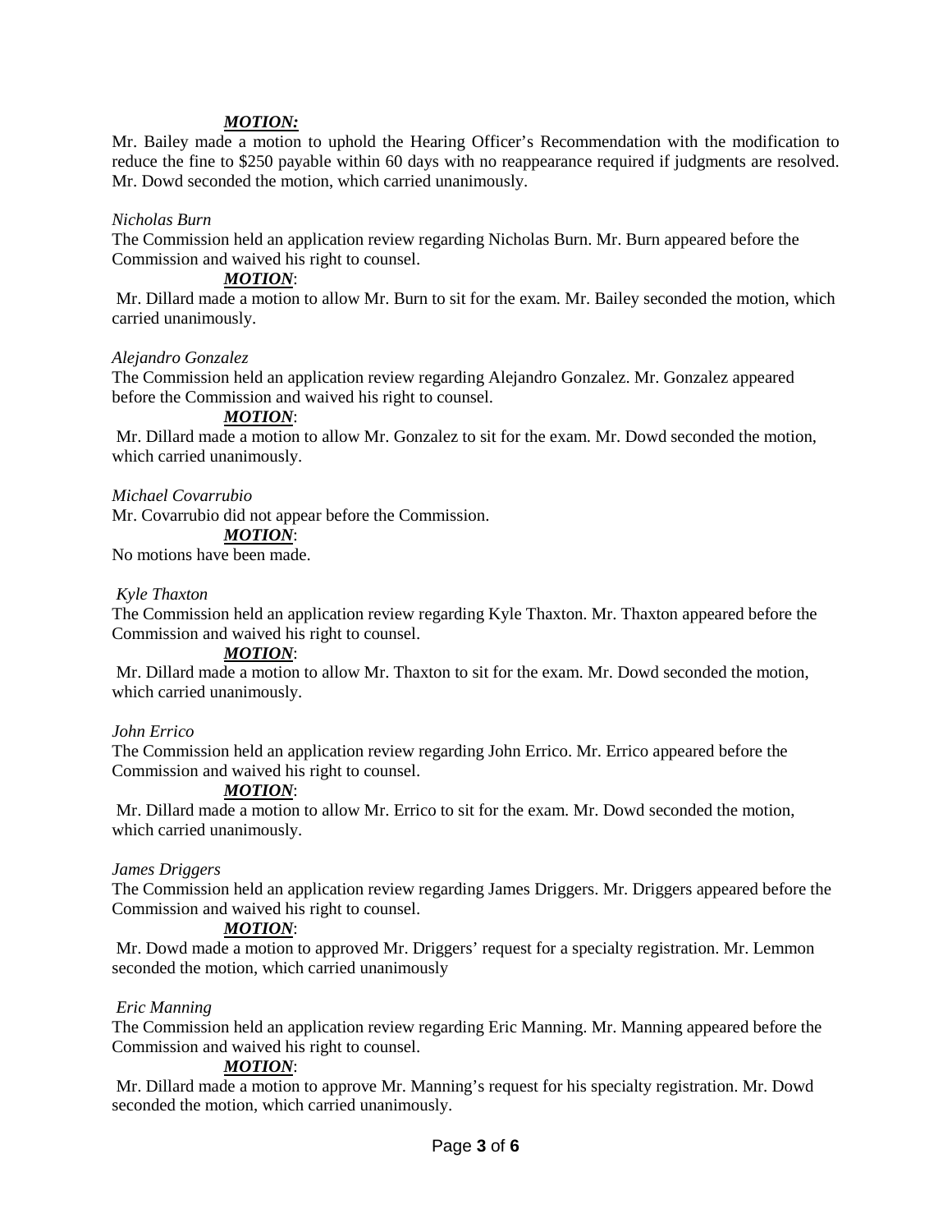***MOTION:***

Mr. Bailey made a motion to uphold the Hearing Officer's Recommendation with the modification to reduce the fine to $250 payable within 60 days with no reappearance required if judgments are resolved. Mr. Dowd seconded the motion, which carried unanimously.

*Nicholas Burn*

The Commission held an application review regarding Nicholas Burn. Mr. Burn appeared before the Commission and waived his right to counsel.

***MOTION***:

Mr. Dillard made a motion to allow Mr. Burn to sit for the exam. Mr. Bailey seconded the motion, which carried unanimously.

*Alejandro Gonzalez*

The Commission held an application review regarding Alejandro Gonzalez. Mr. Gonzalez appeared before the Commission and waived his right to counsel.

***MOTION***:

Mr. Dillard made a motion to allow Mr. Gonzalez to sit for the exam. Mr. Dowd seconded the motion, which carried unanimously.

*Michael Covarrubio*

Mr. Covarrubio did not appear before the Commission.

***MOTION***:

No motions have been made.

*Kyle Thaxton*

The Commission held an application review regarding Kyle Thaxton. Mr. Thaxton appeared before the Commission and waived his right to counsel.

***MOTION***:

Mr. Dillard made a motion to allow Mr. Thaxton to sit for the exam. Mr. Dowd seconded the motion, which carried unanimously.

*John Errico*

The Commission held an application review regarding John Errico. Mr. Errico appeared before the Commission and waived his right to counsel.

***MOTION***:

Mr. Dillard made a motion to allow Mr. Errico to sit for the exam. Mr. Dowd seconded the motion, which carried unanimously.

*James Driggers*

The Commission held an application review regarding James Driggers. Mr. Driggers appeared before the Commission and waived his right to counsel.

***MOTION***:

Mr. Dowd made a motion to approved Mr. Driggers' request for a specialty registration. Mr. Lemmon seconded the motion, which carried unanimously

*Eric Manning*

The Commission held an application review regarding Eric Manning. Mr. Manning appeared before the Commission and waived his right to counsel.

***MOTION***:

Mr. Dillard made a motion to approve Mr. Manning's request for his specialty registration. Mr. Dowd seconded the motion, which carried unanimously.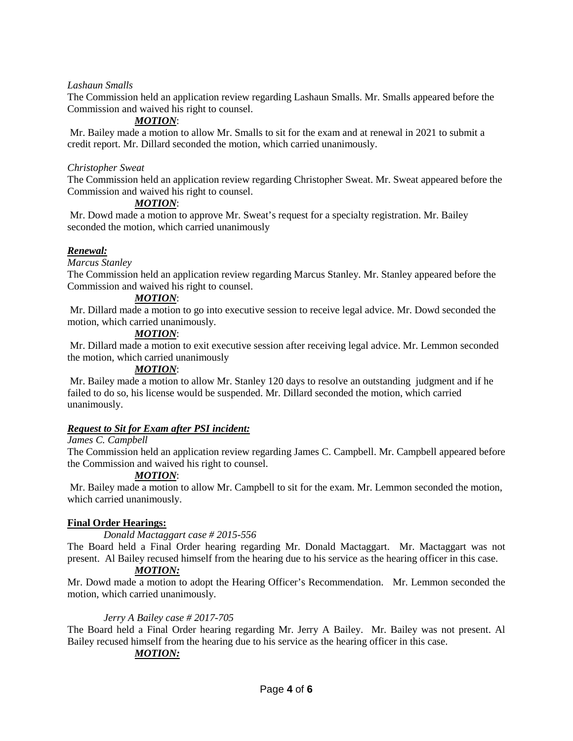*Lashaun Smalls*

The Commission held an application review regarding Lashaun Smalls. Mr. Smalls appeared before the Commission and waived his right to counsel.

***MOTION***:

Mr. Bailey made a motion to allow Mr. Smalls to sit for the exam and at renewal in 2021 to submit a credit report. Mr. Dillard seconded the motion, which carried unanimously.

*Christopher Sweat*

The Commission held an application review regarding Christopher Sweat. Mr. Sweat appeared before the Commission and waived his right to counsel.

***MOTION***:

Mr. Dowd made a motion to approve Mr. Sweat's request for a specialty registration. Mr. Bailey seconded the motion, which carried unanimously

***Renewal:***

*Marcus Stanley*

The Commission held an application review regarding Marcus Stanley. Mr. Stanley appeared before the Commission and waived his right to counsel.

***MOTION***:

Mr. Dillard made a motion to go into executive session to receive legal advice. Mr. Dowd seconded the motion, which carried unanimously.

***MOTION***:

Mr. Dillard made a motion to exit executive session after receiving legal advice. Mr. Lemmon seconded the motion, which carried unanimously

***MOTION***:

Mr. Bailey made a motion to allow Mr. Stanley 120 days to resolve an outstanding judgment and if he failed to do so, his license would be suspended. Mr. Dillard seconded the motion, which carried unanimously.

***Request to Sit for Exam after PSI incident:***

*James C. Campbell*

The Commission held an application review regarding James C. Campbell. Mr. Campbell appeared before the Commission and waived his right to counsel.

***MOTION***:

Mr. Bailey made a motion to allow Mr. Campbell to sit for the exam. Mr. Lemmon seconded the motion, which carried unanimously.

**Final Order Hearings:**

*Donald Mactaggart case # 2015-556*

The Board held a Final Order hearing regarding Mr. Donald Mactaggart. Mr. Mactaggart was not present. Al Bailey recused himself from the hearing due to his service as the hearing officer in this case.

***MOTION:***

Mr. Dowd made a motion to adopt the Hearing Officer's Recommendation. Mr. Lemmon seconded the motion, which carried unanimously.

*Jerry A Bailey case # 2017-705*

The Board held a Final Order hearing regarding Mr. Jerry A Bailey. Mr. Bailey was not present. Al Bailey recused himself from the hearing due to his service as the hearing officer in this case.

***MOTION:***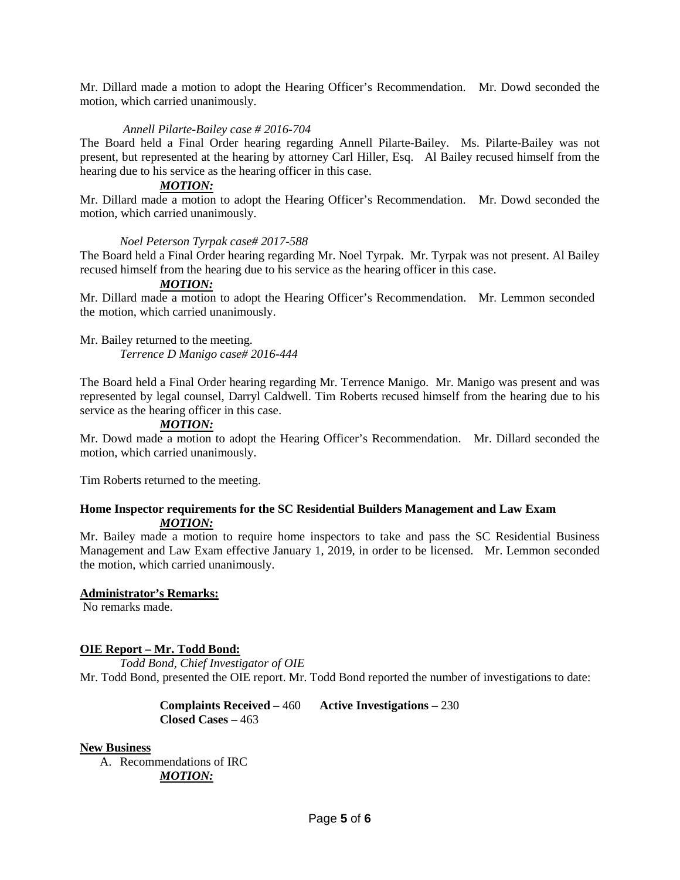Mr. Dillard made a motion to adopt the Hearing Officer's Recommendation. Mr. Dowd seconded the motion, which carried unanimously.

*Annell Pilarte-Bailey case # 2016-704*

The Board held a Final Order hearing regarding Annell Pilarte-Bailey. Ms. Pilarte-Bailey was not present, but represented at the hearing by attorney Carl Hiller, Esq. Al Bailey recused himself from the hearing due to his service as the hearing officer in this case.

***MOTION:***

Mr. Dillard made a motion to adopt the Hearing Officer's Recommendation. Mr. Dowd seconded the motion, which carried unanimously.

*Noel Peterson Tyrpak case# 2017-588*

The Board held a Final Order hearing regarding Mr. Noel Tyrpak. Mr. Tyrpak was not present. Al Bailey recused himself from the hearing due to his service as the hearing officer in this case.

***MOTION:***

Mr. Dillard made a motion to adopt the Hearing Officer's Recommendation. Mr. Lemmon seconded the motion, which carried unanimously.

Mr. Bailey returned to the meeting.

*Terrence D Manigo case# 2016-444*

The Board held a Final Order hearing regarding Mr. Terrence Manigo. Mr. Manigo was present and was represented by legal counsel, Darryl Caldwell. Tim Roberts recused himself from the hearing due to his service as the hearing officer in this case.

***MOTION:***

Mr. Dowd made a motion to adopt the Hearing Officer's Recommendation. Mr. Dillard seconded the motion, which carried unanimously.

Tim Roberts returned to the meeting.

**Home Inspector requirements for the SC Residential Builders Management and Law Exam**

***MOTION:***

Mr. Bailey made a motion to require home inspectors to take and pass the SC Residential Business Management and Law Exam effective January 1, 2019, in order to be licensed. Mr. Lemmon seconded the motion, which carried unanimously.

**Administrator's Remarks:**

No remarks made.

**OIE Report – Mr. Todd Bond:**

*Todd Bond, Chief Investigator of OIE*

Mr. Todd Bond, presented the OIE report. Mr. Todd Bond reported the number of investigations to date:

**Complaints Received –** 460 **Active Investigations –** 230
**Closed Cases –** 463

**New Business**

A. Recommendations of IRC

***MOTION:***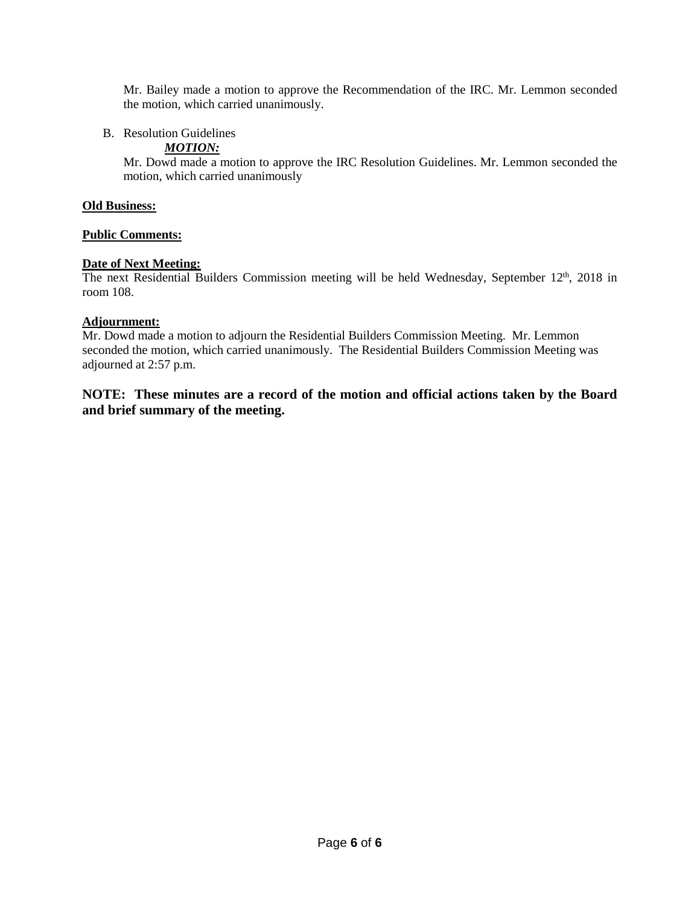Mr. Bailey made a motion to approve the Recommendation of the IRC. Mr. Lemmon seconded the motion, which carried unanimously.

B. Resolution Guidelines

***MOTION:***

Mr. Dowd made a motion to approve the IRC Resolution Guidelines. Mr. Lemmon seconded the motion, which carried unanimously

**Old Business:**

**Public Comments:**

**Date of Next Meeting:**

The next Residential Builders Commission meeting will be held Wednesday, September 12th, 2018 in room 108.

**Adjournment:**

Mr. Dowd made a motion to adjourn the Residential Builders Commission Meeting. Mr. Lemmon seconded the motion, which carried unanimously. The Residential Builders Commission Meeting was adjourned at 2:57 p.m.

**NOTE: These minutes are a record of the motion and official actions taken by the Board and brief summary of the meeting.**